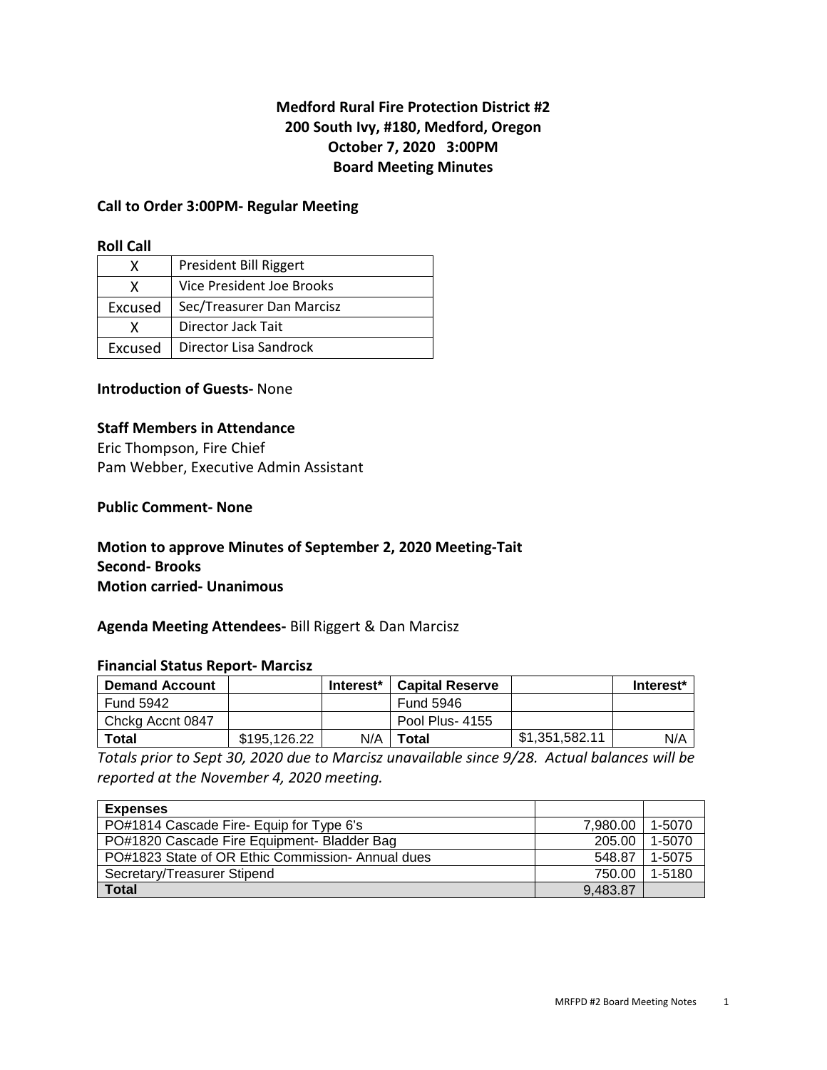# Medford Rural Fire Protection District #2
## 200 South Ivy, #180, Medford, Oregon
## October 7, 2020 3:00PM
## Board Meeting Minutes

### Call to Order 3:00PM- Regular Meeting

**Roll Call**

| | |
|---|---|
| X | President Bill Riggert |
| X | Vice President Joe Brooks |
| Excused | Sec/Treasurer Dan Marcisz |
| X | Director Jack Tait |
| Excused | Director Lisa Sandrock |

**Introduction of Guests-** None

**Staff Members in Attendance**

Eric Thompson, Fire Chief
Pam Webber, Executive Admin Assistant

**Public Comment- None**

**Motion to approve Minutes of September 2, 2020 Meeting-Tait**
**Second- Brooks**
**Motion carried- Unanimous**

**Agenda Meeting Attendees-** Bill Riggert & Dan Marcisz

**Financial Status Report- Marcisz**

| Demand Account | | Interest* | Capital Reserve | | Interest* |
|---|---|---|---|---|---|
| Fund 5942 | | | Fund 5946 | | |
| Chckg Accnt 0847 | | | Pool Plus- 4155 | | |
| **Total** | \$195,126.22 | N/A | **Total** | \$1,351,582.11 | N/A |

*Totals prior to Sept 30, 2020 due to Marcisz unavailable since 9/28. Actual balances will be reported at the November 4, 2020 meeting.*

| Expenses | | |
|---|---|---|
| PO#1814 Cascade Fire- Equip for Type 6's | 7,980.00 | 1-5070 |
| PO#1820 Cascade Fire Equipment- Bladder Bag | 205.00 | 1-5070 |
| PO#1823 State of OR Ethic Commission- Annual dues | 548.87 | 1-5075 |
| Secretary/Treasurer Stipend | 750.00 | 1-5180 |
| **Total** | 9,483.87 | |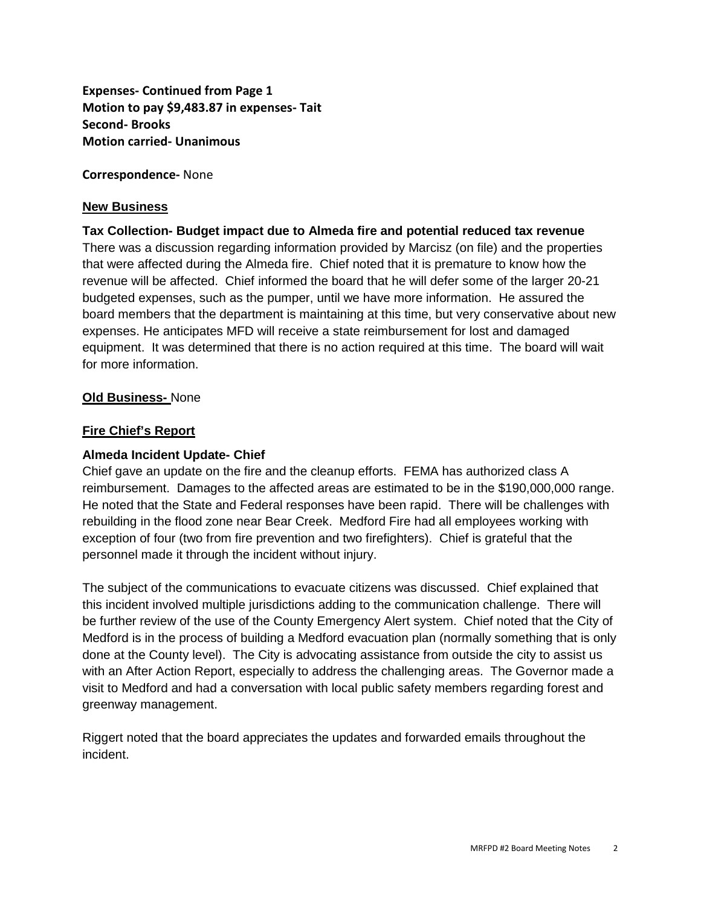**Expenses- Continued from Page 1**
**Motion to pay $9,483.87 in expenses- Tait**
**Second- Brooks**
**Motion carried- Unanimous**

**Correspondence-** None

## New Business

**Tax Collection- Budget impact due to Almeda fire and potential reduced tax revenue**
There was a discussion regarding information provided by Marcisz (on file) and the properties that were affected during the Almeda fire. Chief noted that it is premature to know how the revenue will be affected. Chief informed the board that he will defer some of the larger 20-21 budgeted expenses, such as the pumper, until we have more information. He assured the board members that the department is maintaining at this time, but very conservative about new expenses. He anticipates MFD will receive a state reimbursement for lost and damaged equipment. It was determined that there is no action required at this time. The board will wait for more information.

## Old Business- None

## Fire Chief's Report

**Almeda Incident Update- Chief**
Chief gave an update on the fire and the cleanup efforts. FEMA has authorized class A reimbursement. Damages to the affected areas are estimated to be in the $190,000,000 range. He noted that the State and Federal responses have been rapid. There will be challenges with rebuilding in the flood zone near Bear Creek. Medford Fire had all employees working with exception of four (two from fire prevention and two firefighters). Chief is grateful that the personnel made it through the incident without injury.

The subject of the communications to evacuate citizens was discussed. Chief explained that this incident involved multiple jurisdictions adding to the communication challenge. There will be further review of the use of the County Emergency Alert system. Chief noted that the City of Medford is in the process of building a Medford evacuation plan (normally something that is only done at the County level). The City is advocating assistance from outside the city to assist us with an After Action Report, especially to address the challenging areas. The Governor made a visit to Medford and had a conversation with local public safety members regarding forest and greenway management.

Riggert noted that the board appreciates the updates and forwarded emails throughout the incident.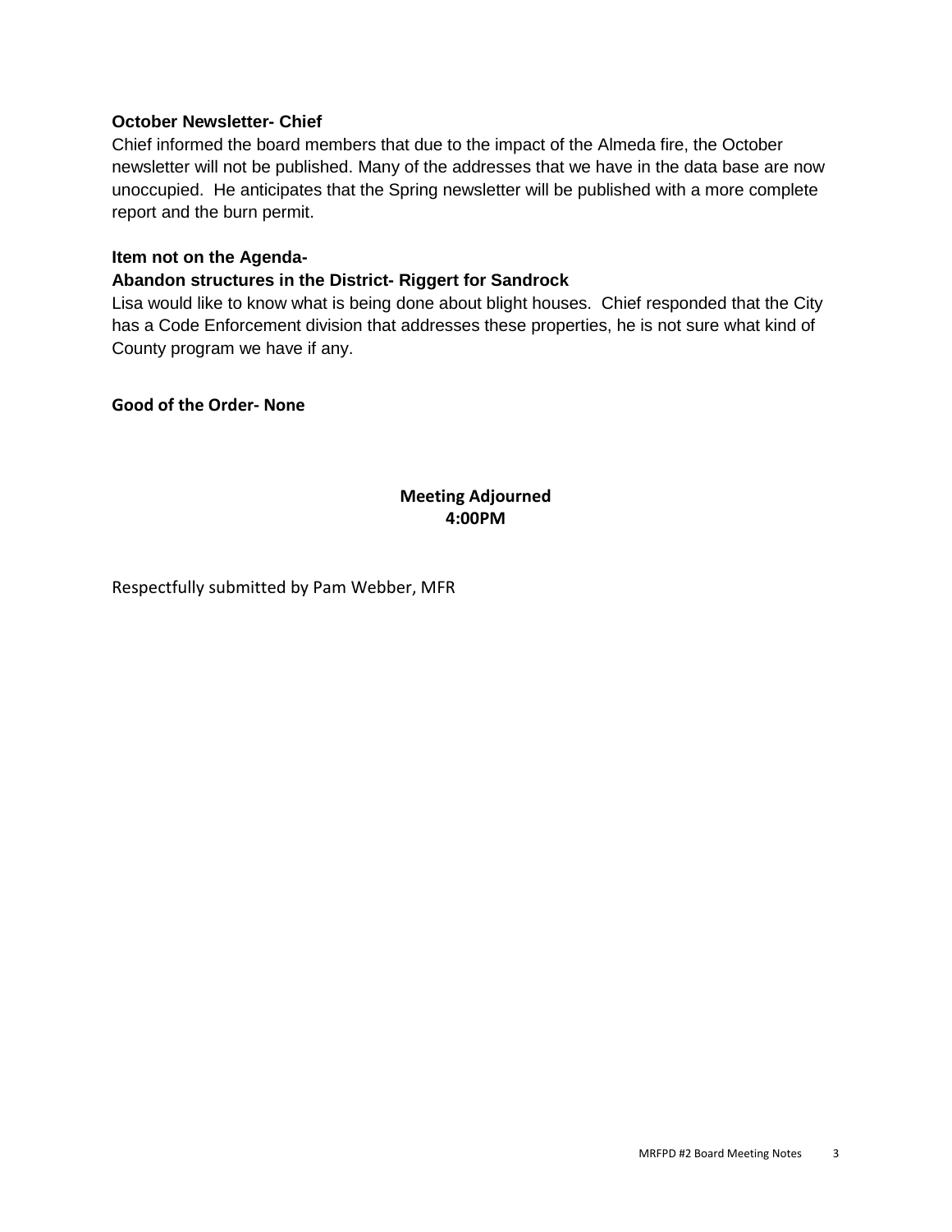**October Newsletter- Chief**

Chief informed the board members that due to the impact of the Almeda fire, the October newsletter will not be published. Many of the addresses that we have in the data base are now unoccupied. He anticipates that the Spring newsletter will be published with a more complete report and the burn permit.

**Item not on the Agenda-**

**Abandon structures in the District- Riggert for Sandrock**

Lisa would like to know what is being done about blight houses. Chief responded that the City has a Code Enforcement division that addresses these properties, he is not sure what kind of County program we have if any.

**Good of the Order- None**

**Meeting Adjourned**
**4:00PM**

Respectfully submitted by Pam Webber, MFR